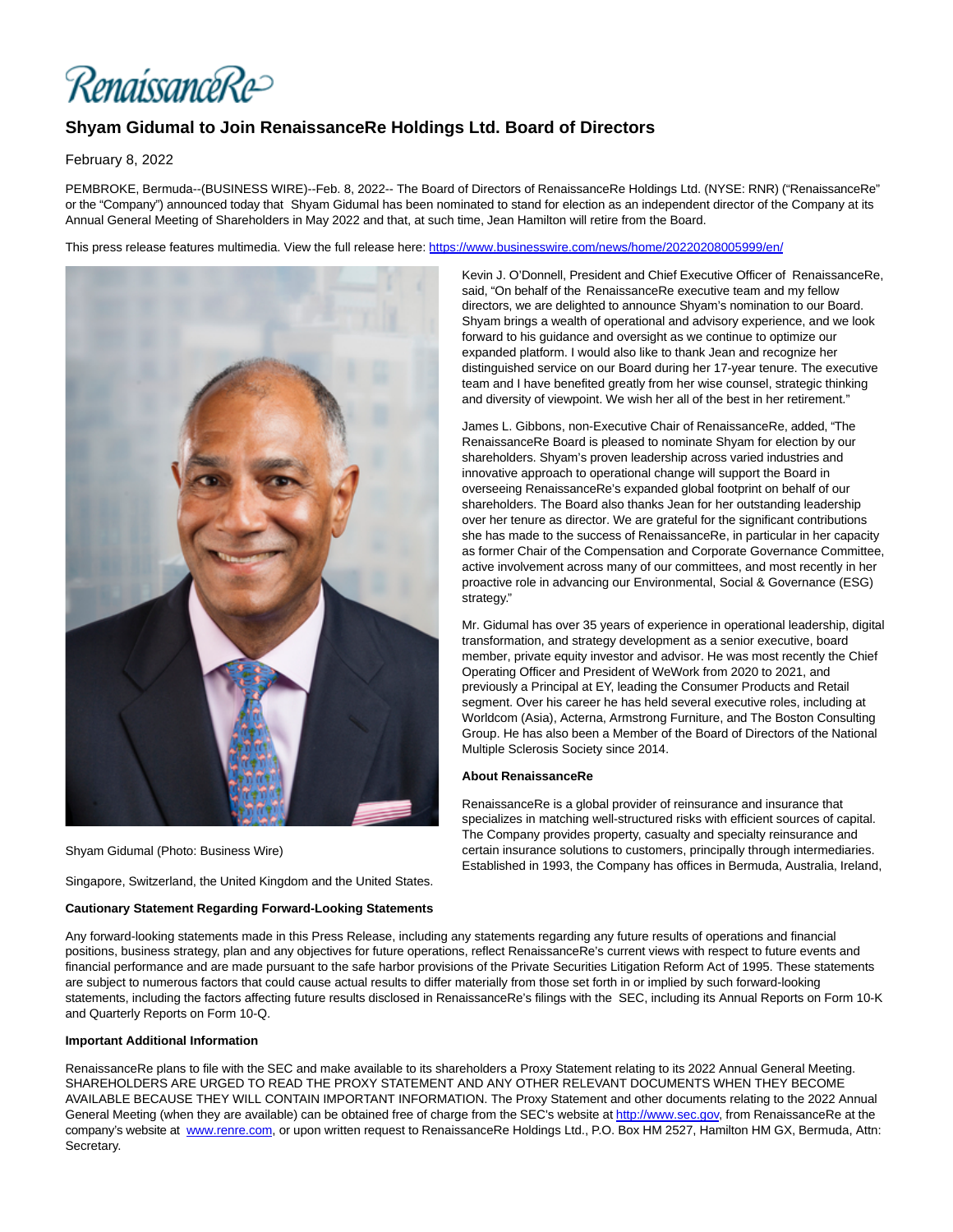RenaissanceRe

# Shyam Gidumal to Join RenaissanceRe Holdings Ltd. Board of Directors

February 8, 2022

PEMBROKE, Bermuda--(BUSINESS WIRE)--Feb. 8, 2022-- The Board of Directors of RenaissanceRe Holdings Ltd. (NYSE: RNR) ("RenaissanceRe" or the "Company") announced today that Shyam Gidumal has been nominated to stand for election as an independent director of the Company at its Annual General Meeting of Shareholders in May 2022 and that, at such time, Jean Hamilton will retire from the Board.

This press release features multimedia. View the full release here: https://www.businesswire.com/news/home/20220208005999/en/

Shyam Gidumal (Photo: Business Wire)

Kevin J. O'Donnell, President and Chief Executive Officer of RenaissanceRe, said, "On behalf of the RenaissanceRe executive team and my fellow directors, we are delighted to announce Shyam's nomination to our Board. Shyam brings a wealth of operational and advisory experience, and we look forward to his guidance and oversight as we continue to optimize our expanded platform. I would also like to thank Jean and recognize her distinguished service on our Board during her 17-year tenure. The executive team and I have benefited greatly from her wise counsel, strategic thinking and diversity of viewpoint. We wish her all of the best in her retirement."

James L. Gibbons, non-Executive Chair of RenaissanceRe, added, "The RenaissanceRe Board is pleased to nominate Shyam for election by our shareholders. Shyam's proven leadership across varied industries and innovative approach to operational change will support the Board in overseeing RenaissanceRe's expanded global footprint on behalf of our shareholders. The Board also thanks Jean for her outstanding leadership over her tenure as director. We are grateful for the significant contributions she has made to the success of RenaissanceRe, in particular in her capacity as former Chair of the Compensation and Corporate Governance Committee, active involvement across many of our committees, and most recently in her proactive role in advancing our Environmental, Social & Governance (ESG) strategy."

Mr. Gidumal has over 35 years of experience in operational leadership, digital transformation, and strategy development as a senior executive, board member, private equity investor and advisor. He was most recently the Chief Operating Officer and President of WeWork from 2020 to 2021, and previously a Principal at EY, leading the Consumer Products and Retail segment. Over his career he has held several executive roles, including at Worldcom (Asia), Acterna, Armstrong Furniture, and The Boston Consulting Group. He has also been a Member of the Board of Directors of the National Multiple Sclerosis Society since 2014.

**About RenaissanceRe**

RenaissanceRe is a global provider of reinsurance and insurance that specializes in matching well-structured risks with efficient sources of capital. The Company provides property, casualty and specialty reinsurance and certain insurance solutions to customers, principally through intermediaries. Established in 1993, the Company has offices in Bermuda, Australia, Ireland, Singapore, Switzerland, the United Kingdom and the United States.

**Cautionary Statement Regarding Forward-Looking Statements**

Any forward-looking statements made in this Press Release, including any statements regarding any future results of operations and financial positions, business strategy, plan and any objectives for future operations, reflect RenaissanceRe's current views with respect to future events and financial performance and are made pursuant to the safe harbor provisions of the Private Securities Litigation Reform Act of 1995. These statements are subject to numerous factors that could cause actual results to differ materially from those set forth in or implied by such forward-looking statements, including the factors affecting future results disclosed in RenaissanceRe's filings with the SEC, including its Annual Reports on Form 10-K and Quarterly Reports on Form 10-Q.

**Important Additional Information**

RenaissanceRe plans to file with the SEC and make available to its shareholders a Proxy Statement relating to its 2022 Annual General Meeting. SHAREHOLDERS ARE URGED TO READ THE PROXY STATEMENT AND ANY OTHER RELEVANT DOCUMENTS WHEN THEY BECOME AVAILABLE BECAUSE THEY WILL CONTAIN IMPORTANT INFORMATION. The Proxy Statement and other documents relating to the 2022 Annual General Meeting (when they are available) can be obtained free of charge from the SEC's website at http://www.sec.gov, from RenaissanceRe at the company's website at www.renre.com, or upon written request to RenaissanceRe Holdings Ltd., P.O. Box HM 2527, Hamilton HM GX, Bermuda, Attn: Secretary.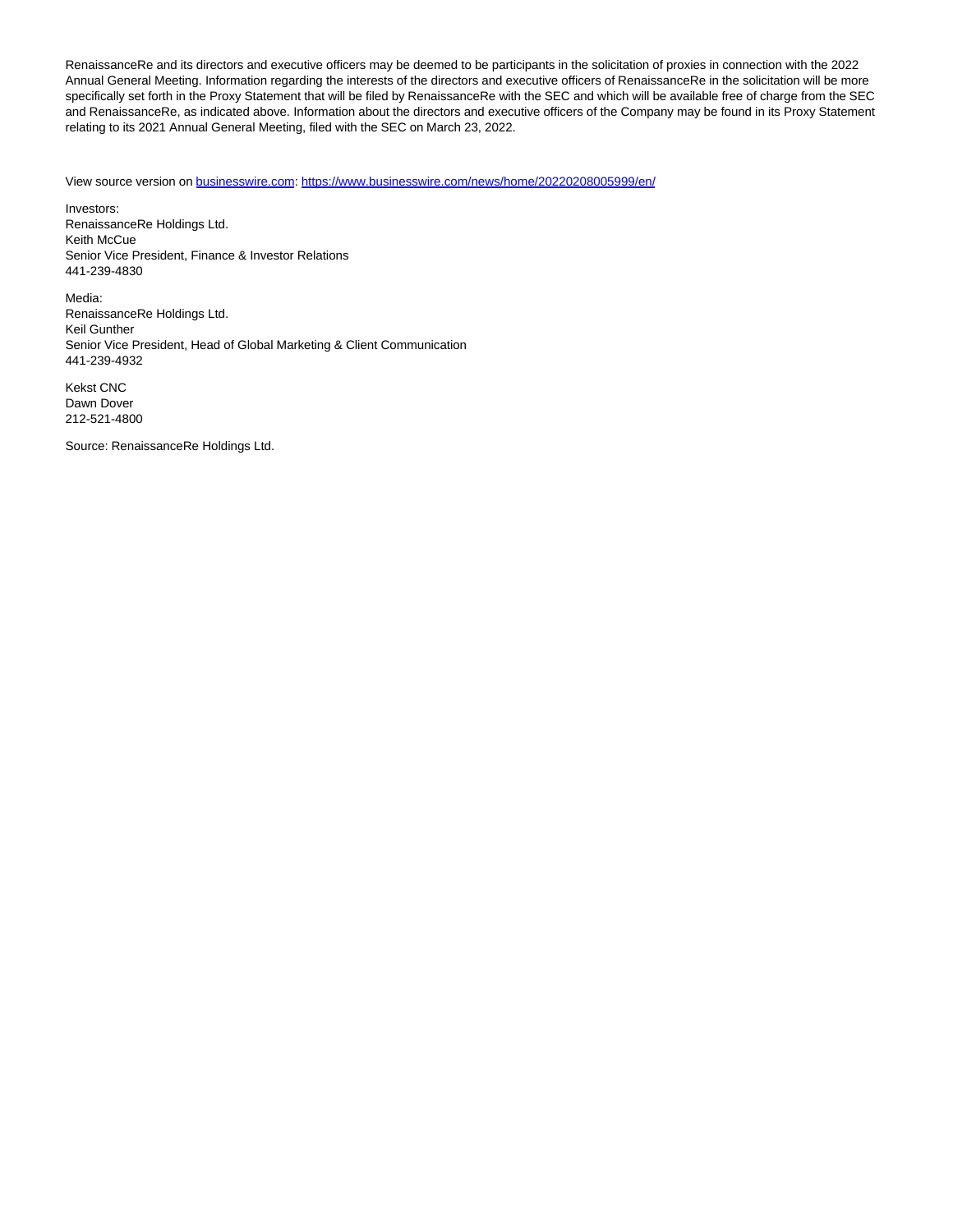RenaissanceRe and its directors and executive officers may be deemed to be participants in the solicitation of proxies in connection with the 2022 Annual General Meeting. Information regarding the interests of the directors and executive officers of RenaissanceRe in the solicitation will be more specifically set forth in the Proxy Statement that will be filed by RenaissanceRe with the SEC and which will be available free of charge from the SEC and RenaissanceRe, as indicated above. Information about the directors and executive officers of the Company may be found in its Proxy Statement relating to its 2021 Annual General Meeting, filed with the SEC on March 23, 2022.

View source version on businesswire.com: https://www.businesswire.com/news/home/20220208005999/en/

Investors:
RenaissanceRe Holdings Ltd.
Keith McCue
Senior Vice President, Finance & Investor Relations
441-239-4830

Media:
RenaissanceRe Holdings Ltd.
Keil Gunther
Senior Vice President, Head of Global Marketing & Client Communication
441-239-4932

Kekst CNC
Dawn Dover
212-521-4800

Source: RenaissanceRe Holdings Ltd.